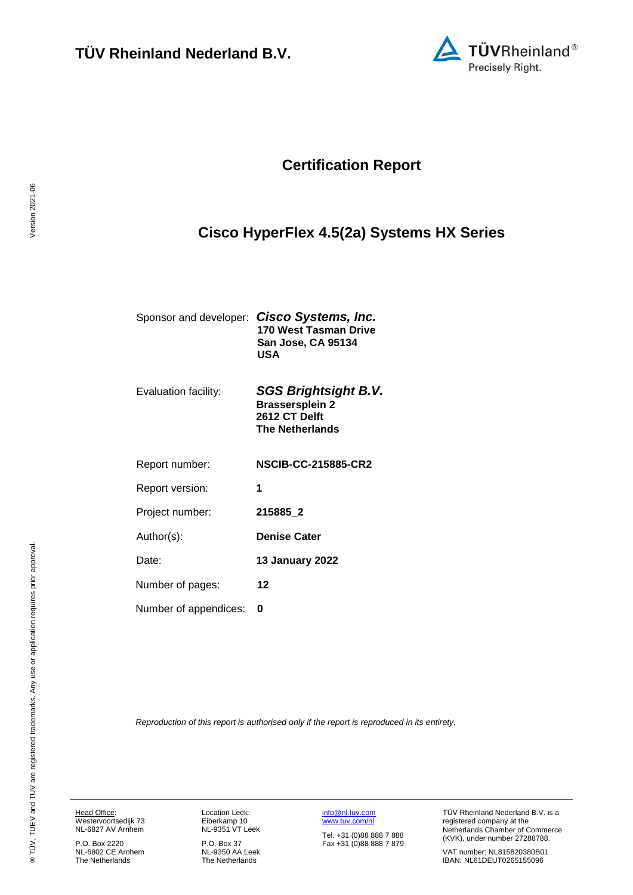**TÜV Rheinland Nederland B.V.**

# Certification Report

## Cisco HyperFlex 4.5(2a) Systems HX Series

| | |
|---|---|
| Sponsor and developer: | ***Cisco Systems, Inc.*** **170 West Tasman Drive San Jose, CA 95134 USA** |
| Evaluation facility: | ***SGS Brightsight B.V.*** **Brassersplein 2 2612 CT Delft The Netherlands** |
| Report number: | **NSCIB-CC-215885-CR2** |
| Report version: | **1** |
| Project number: | **215885_2** |
| Author(s): | **Denise Cater** |
| Date: | **13 January 2022** |
| Number of pages: | **12** |
| Number of appendices: | **0** |

*Reproduction of this report is authorised only if the report is reproduced in its entirety.*

Head Office:
Westervoortsedijk 73
NL-6827 AV Arnhem

P.O. Box 2220
NL-6802 CE Arnhem
The Netherlands

Location Leek:
Eiberkamp 10
NL-9351 VT Leek

P.O. Box 37
NL-9350 AA Leek
The Netherlands

info@nl.tuv.com
www.tuv.com/nl

Tel. +31 (0)88 888 7 888
Fax +31 (0)88 888 7 879

TÜV Rheinland Nederland B.V. is a registered company at the Netherlands Chamber of Commerce (KVK), under number 27288788.

VAT number: NL815820380B01
IBAN: NL61DEUT0265155096

® TÜV, TUEV and TUV are registered trademarks. Any use or application requires prior approval.

Version 2021-06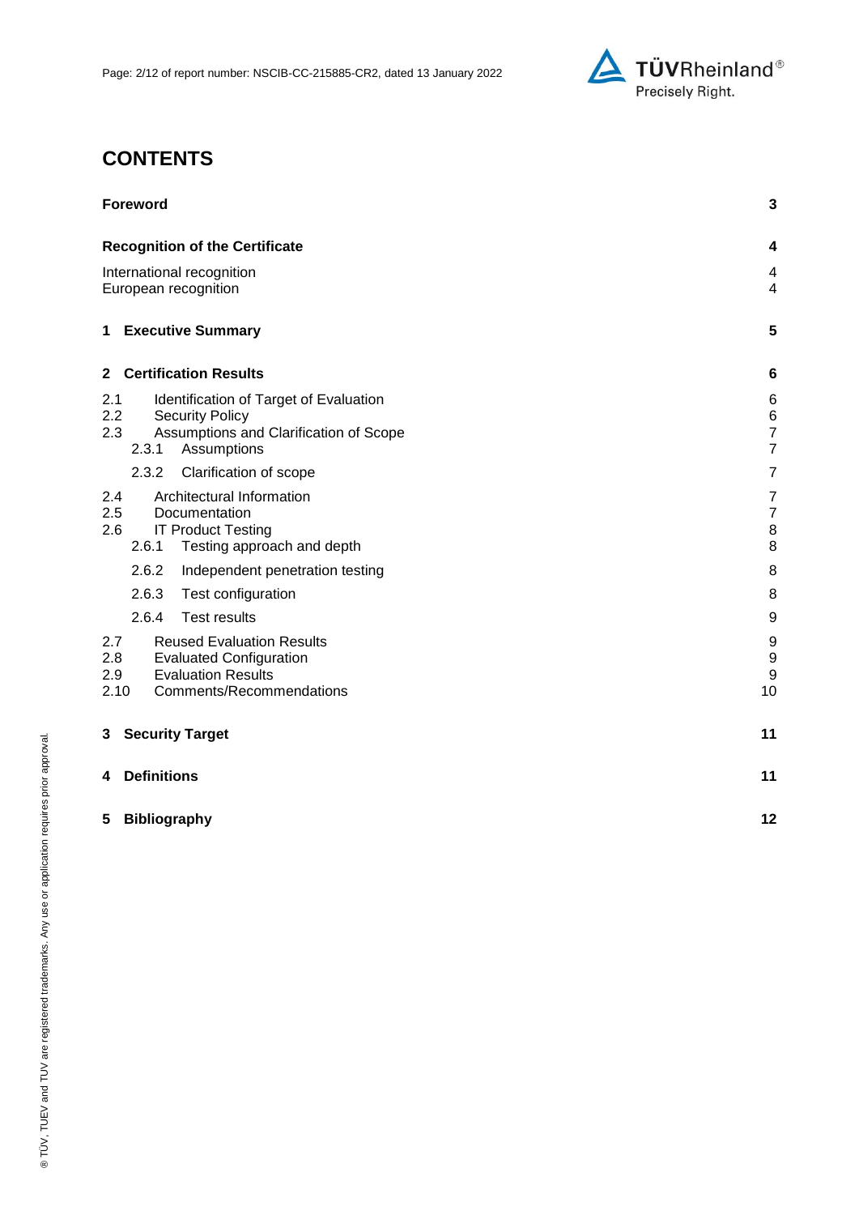# CONTENTS

| | |
|---|---|
| **Foreword** | **3** |
| **Recognition of the Certificate** | **4** |
| International recognition | 4 |
| European recognition | 4 |
| **1 Executive Summary** | **5** |
| **2 Certification Results** | **6** |
| 2.1 Identification of Target of Evaluation | 6 |
| 2.2 Security Policy | 6 |
| 2.3 Assumptions and Clarification of Scope | 7 |
| 2.3.1 Assumptions | 7 |
| 2.3.2 Clarification of scope | 7 |
| 2.4 Architectural Information | 7 |
| 2.5 Documentation | 7 |
| 2.6 IT Product Testing | 8 |
| 2.6.1 Testing approach and depth | 8 |
| 2.6.2 Independent penetration testing | 8 |
| 2.6.3 Test configuration | 8 |
| 2.6.4 Test results | 9 |
| 2.7 Reused Evaluation Results | 9 |
| 2.8 Evaluated Configuration | 9 |
| 2.9 Evaluation Results | 9 |
| 2.10 Comments/Recommendations | 10 |
| **3 Security Target** | **11** |
| **4 Definitions** | **11** |
| **5 Bibliography** | **12** |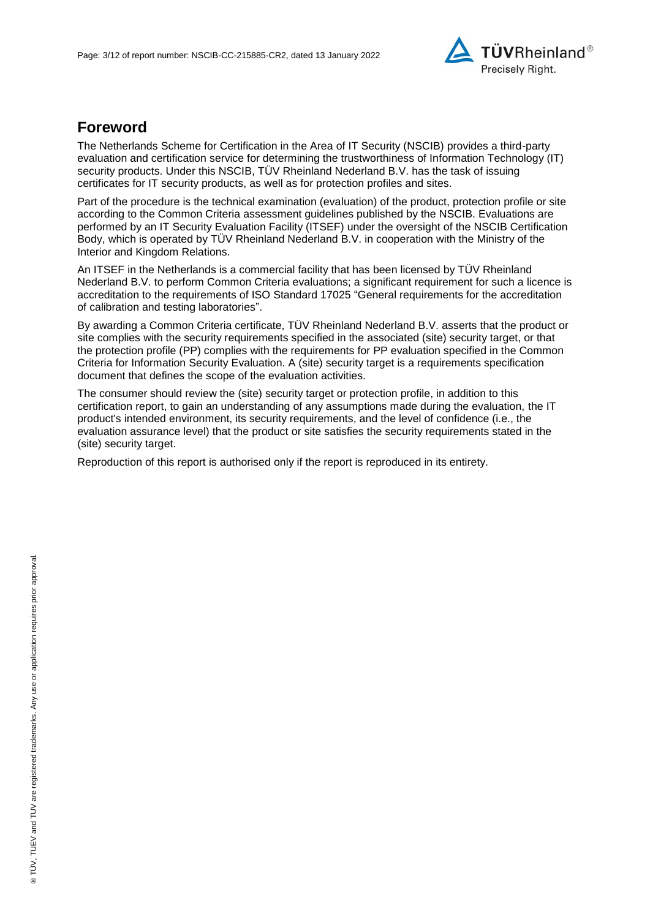## Foreword

The Netherlands Scheme for Certification in the Area of IT Security (NSCIB) provides a third-party evaluation and certification service for determining the trustworthiness of Information Technology (IT) security products. Under this NSCIB, TÜV Rheinland Nederland B.V. has the task of issuing certificates for IT security products, as well as for protection profiles and sites.

Part of the procedure is the technical examination (evaluation) of the product, protection profile or site according to the Common Criteria assessment guidelines published by the NSCIB. Evaluations are performed by an IT Security Evaluation Facility (ITSEF) under the oversight of the NSCIB Certification Body, which is operated by TÜV Rheinland Nederland B.V. in cooperation with the Ministry of the Interior and Kingdom Relations.

An ITSEF in the Netherlands is a commercial facility that has been licensed by TÜV Rheinland Nederland B.V. to perform Common Criteria evaluations; a significant requirement for such a licence is accreditation to the requirements of ISO Standard 17025 "General requirements for the accreditation of calibration and testing laboratories".

By awarding a Common Criteria certificate, TÜV Rheinland Nederland B.V. asserts that the product or site complies with the security requirements specified in the associated (site) security target, or that the protection profile (PP) complies with the requirements for PP evaluation specified in the Common Criteria for Information Security Evaluation. A (site) security target is a requirements specification document that defines the scope of the evaluation activities.

The consumer should review the (site) security target or protection profile, in addition to this certification report, to gain an understanding of any assumptions made during the evaluation, the IT product's intended environment, its security requirements, and the level of confidence (i.e., the evaluation assurance level) that the product or site satisfies the security requirements stated in the (site) security target.

Reproduction of this report is authorised only if the report is reproduced in its entirety.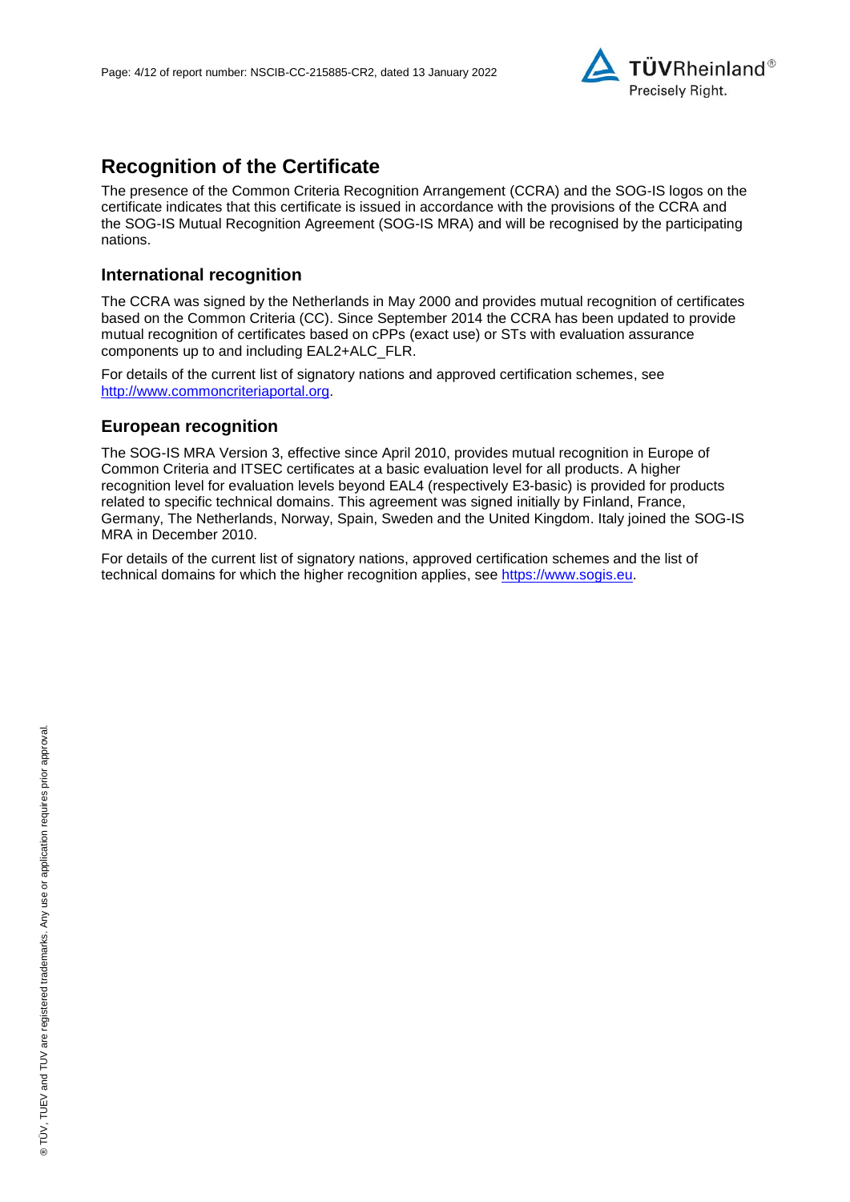## Recognition of the Certificate

The presence of the Common Criteria Recognition Arrangement (CCRA) and the SOG-IS logos on the certificate indicates that this certificate is issued in accordance with the provisions of the CCRA and the SOG-IS Mutual Recognition Agreement (SOG-IS MRA) and will be recognised by the participating nations.

### International recognition

The CCRA was signed by the Netherlands in May 2000 and provides mutual recognition of certificates based on the Common Criteria (CC). Since September 2014 the CCRA has been updated to provide mutual recognition of certificates based on cPPs (exact use) or STs with evaluation assurance components up to and including EAL2+ALC_FLR.

For details of the current list of signatory nations and approved certification schemes, see http://www.commoncriteriaportal.org.

### European recognition

The SOG-IS MRA Version 3, effective since April 2010, provides mutual recognition in Europe of Common Criteria and ITSEC certificates at a basic evaluation level for all products. A higher recognition level for evaluation levels beyond EAL4 (respectively E3-basic) is provided for products related to specific technical domains. This agreement was signed initially by Finland, France, Germany, The Netherlands, Norway, Spain, Sweden and the United Kingdom. Italy joined the SOG-IS MRA in December 2010.

For details of the current list of signatory nations, approved certification schemes and the list of technical domains for which the higher recognition applies, see https://www.sogis.eu.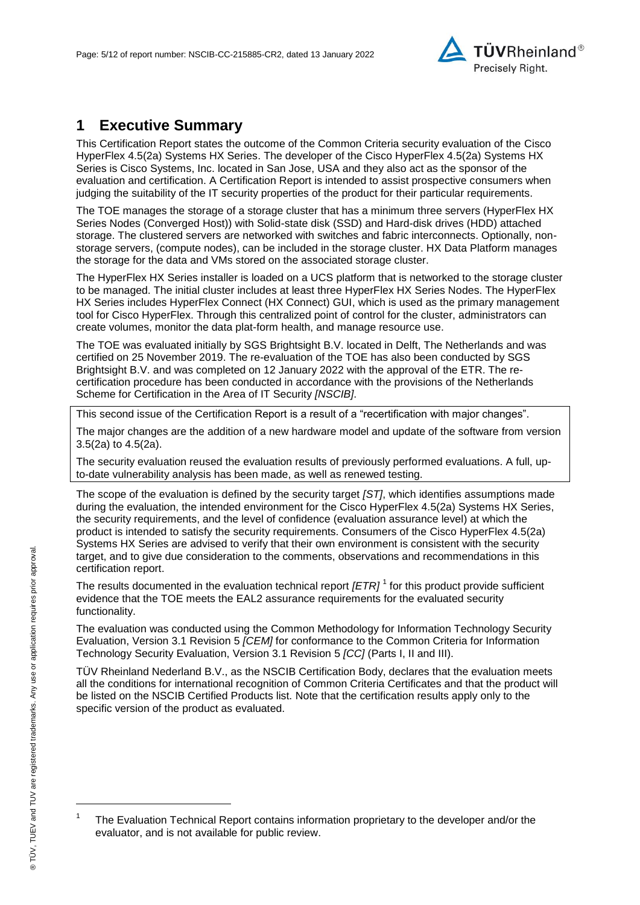# 1 Executive Summary

This Certification Report states the outcome of the Common Criteria security evaluation of the Cisco HyperFlex 4.5(2a) Systems HX Series. The developer of the Cisco HyperFlex 4.5(2a) Systems HX Series is Cisco Systems, Inc. located in San Jose, USA and they also act as the sponsor of the evaluation and certification. A Certification Report is intended to assist prospective consumers when judging the suitability of the IT security properties of the product for their particular requirements.

The TOE manages the storage of a storage cluster that has a minimum three servers (HyperFlex HX Series Nodes (Converged Host)) with Solid-state disk (SSD) and Hard-disk drives (HDD) attached storage. The clustered servers are networked with switches and fabric interconnects. Optionally, non-storage servers, (compute nodes), can be included in the storage cluster. HX Data Platform manages the storage for the data and VMs stored on the associated storage cluster.

The HyperFlex HX Series installer is loaded on a UCS platform that is networked to the storage cluster to be managed. The initial cluster includes at least three HyperFlex HX Series Nodes. The HyperFlex HX Series includes HyperFlex Connect (HX Connect) GUI, which is used as the primary management tool for Cisco HyperFlex. Through this centralized point of control for the cluster, administrators can create volumes, monitor the data plat-form health, and manage resource use.

The TOE was evaluated initially by SGS Brightsight B.V. located in Delft, The Netherlands and was certified on 25 November 2019. The re-evaluation of the TOE has also been conducted by SGS Brightsight B.V. and was completed on 12 January 2022 with the approval of the ETR. The re-certification procedure has been conducted in accordance with the provisions of the Netherlands Scheme for Certification in the Area of IT Security *[NSCIB]*.

This second issue of the Certification Report is a result of a "recertification with major changes".

The major changes are the addition of a new hardware model and update of the software from version 3.5(2a) to 4.5(2a).

The security evaluation reused the evaluation results of previously performed evaluations. A full, up-to-date vulnerability analysis has been made, as well as renewed testing.

The scope of the evaluation is defined by the security target *[ST]*, which identifies assumptions made during the evaluation, the intended environment for the Cisco HyperFlex 4.5(2a) Systems HX Series, the security requirements, and the level of confidence (evaluation assurance level) at which the product is intended to satisfy the security requirements. Consumers of the Cisco HyperFlex 4.5(2a) Systems HX Series are advised to verify that their own environment is consistent with the security target, and to give due consideration to the comments, observations and recommendations in this certification report.

The results documented in the evaluation technical report *[ETR]* [1] for this product provide sufficient evidence that the TOE meets the EAL2 assurance requirements for the evaluated security functionality.

The evaluation was conducted using the Common Methodology for Information Technology Security Evaluation, Version 3.1 Revision 5 *[CEM]* for conformance to the Common Criteria for Information Technology Security Evaluation, Version 3.1 Revision 5 *[CC]* (Parts I, II and III).

TÜV Rheinland Nederland B.V., as the NSCIB Certification Body, declares that the evaluation meets all the conditions for international recognition of Common Criteria Certificates and that the product will be listed on the NSCIB Certified Products list. Note that the certification results apply only to the specific version of the product as evaluated.

[1] The Evaluation Technical Report contains information proprietary to the developer and/or the evaluator, and is not available for public review.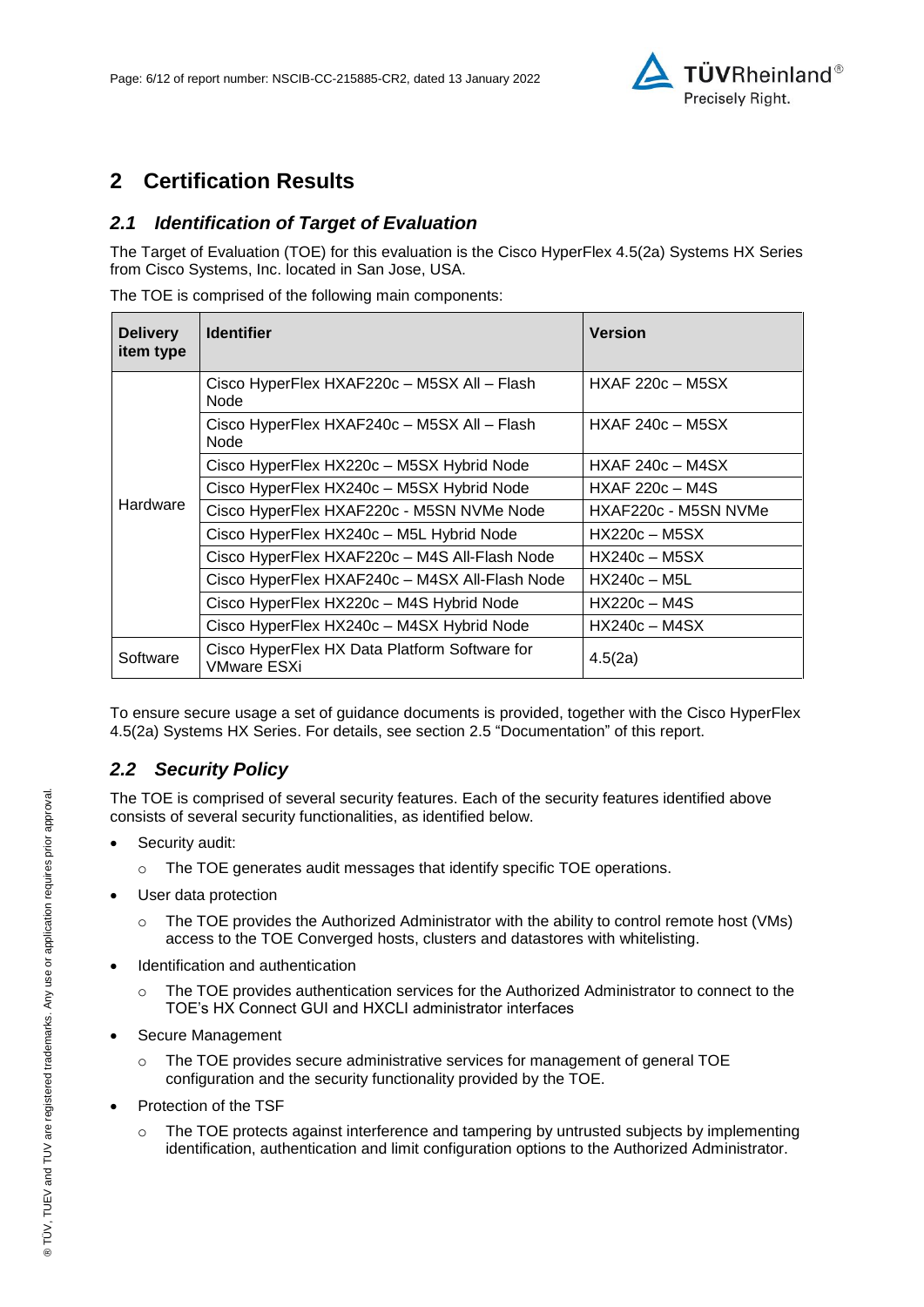## 2 Certification Results

### *2.1 Identification of Target of Evaluation*

The Target of Evaluation (TOE) for this evaluation is the Cisco HyperFlex 4.5(2a) Systems HX Series from Cisco Systems, Inc. located in San Jose, USA.

The TOE is comprised of the following main components:

| Delivery item type | Identifier | Version |
|---|---|---|
| Hardware | Cisco HyperFlex HXAF220c – M5SX All – Flash Node | HXAF 220c – M5SX |
| | Cisco HyperFlex HXAF240c – M5SX All – Flash Node | HXAF 240c – M5SX |
| | Cisco HyperFlex HX220c – M5SX Hybrid Node | HXAF 240c – M4SX |
| | Cisco HyperFlex HX240c – M5SX Hybrid Node | HXAF 220c – M4S |
| | Cisco HyperFlex HXAF220c - M5SN NVMe Node | HXAF220c - M5SN NVMe |
| | Cisco HyperFlex HX240c – M5L Hybrid Node | HX220c – M5SX |
| | Cisco HyperFlex HXAF220c – M4S All-Flash Node | HX240c – M5SX |
| | Cisco HyperFlex HXAF240c – M4SX All-Flash Node | HX240c – M5L |
| | Cisco HyperFlex HX220c – M4S Hybrid Node | HX220c – M4S |
| | Cisco HyperFlex HX240c – M4SX Hybrid Node | HX240c – M4SX |
| Software | Cisco HyperFlex HX Data Platform Software for VMware ESXi | 4.5(2a) |

To ensure secure usage a set of guidance documents is provided, together with the Cisco HyperFlex 4.5(2a) Systems HX Series. For details, see section 2.5 "Documentation" of this report.

### *2.2 Security Policy*

The TOE is comprised of several security features. Each of the security features identified above consists of several security functionalities, as identified below.

- Security audit:
  - The TOE generates audit messages that identify specific TOE operations.
- User data protection
  - The TOE provides the Authorized Administrator with the ability to control remote host (VMs) access to the TOE Converged hosts, clusters and datastores with whitelisting.
- Identification and authentication
  - The TOE provides authentication services for the Authorized Administrator to connect to the TOE's HX Connect GUI and HXCLI administrator interfaces
- Secure Management
  - The TOE provides secure administrative services for management of general TOE configuration and the security functionality provided by the TOE.
- Protection of the TSF
  - The TOE protects against interference and tampering by untrusted subjects by implementing identification, authentication and limit configuration options to the Authorized Administrator.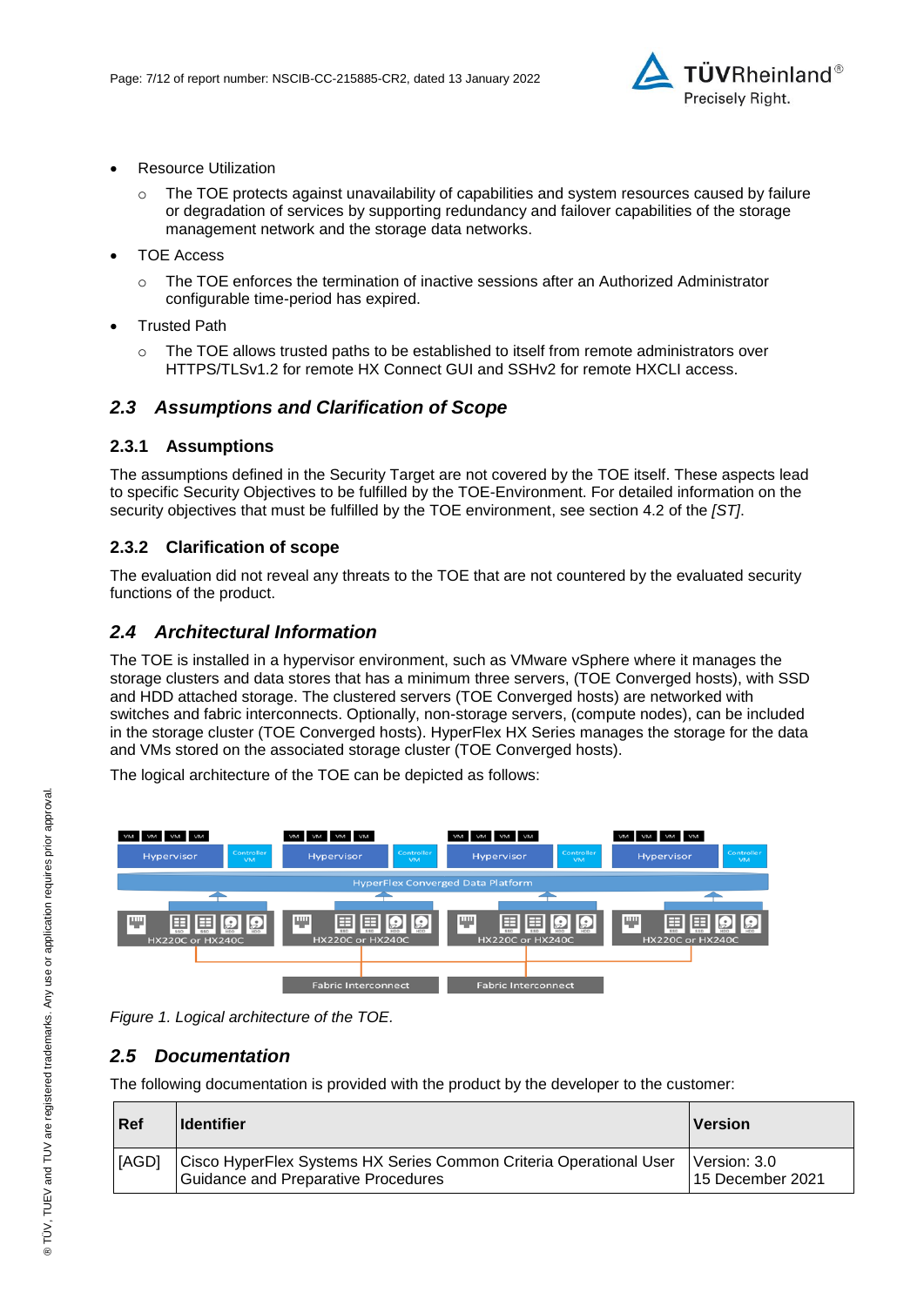- Resource Utilization
  - The TOE protects against unavailability of capabilities and system resources caused by failure or degradation of services by supporting redundancy and failover capabilities of the storage management network and the storage data networks.
- TOE Access
  - The TOE enforces the termination of inactive sessions after an Authorized Administrator configurable time-period has expired.
- Trusted Path
  - The TOE allows trusted paths to be established to itself from remote administrators over HTTPS/TLSv1.2 for remote HX Connect GUI and SSHv2 for remote HXCLI access.

## *2.3 Assumptions and Clarification of Scope*

### 2.3.1 Assumptions

The assumptions defined in the Security Target are not covered by the TOE itself. These aspects lead to specific Security Objectives to be fulfilled by the TOE-Environment. For detailed information on the security objectives that must be fulfilled by the TOE environment, see section 4.2 of the *[ST]*.

### 2.3.2 Clarification of scope

The evaluation did not reveal any threats to the TOE that are not countered by the evaluated security functions of the product.

## *2.4 Architectural Information*

The TOE is installed in a hypervisor environment, such as VMware vSphere where it manages the storage clusters and data stores that has a minimum three servers, (TOE Converged hosts), with SSD and HDD attached storage. The clustered servers (TOE Converged hosts) are networked with switches and fabric interconnects. Optionally, non-storage servers, (compute nodes), can be included in the storage cluster (TOE Converged hosts). HyperFlex HX Series manages the storage for the data and VMs stored on the associated storage cluster (TOE Converged hosts).

The logical architecture of the TOE can be depicted as follows:

VM VM VM VM
Hypervisor
Controller VM
HyperFlex Converged Data Platform
HX220C or HX240C
Fabric Interconnect
Fabric Interconnect

*Figure 1. Logical architecture of the TOE.*

## *2.5 Documentation*

The following documentation is provided with the product by the developer to the customer:

| Ref | Identifier | Version |
|---|---|---|
| [AGD] | Cisco HyperFlex Systems HX Series Common Criteria Operational User Guidance and Preparative Procedures | Version: 3.0<br>15 December 2021 |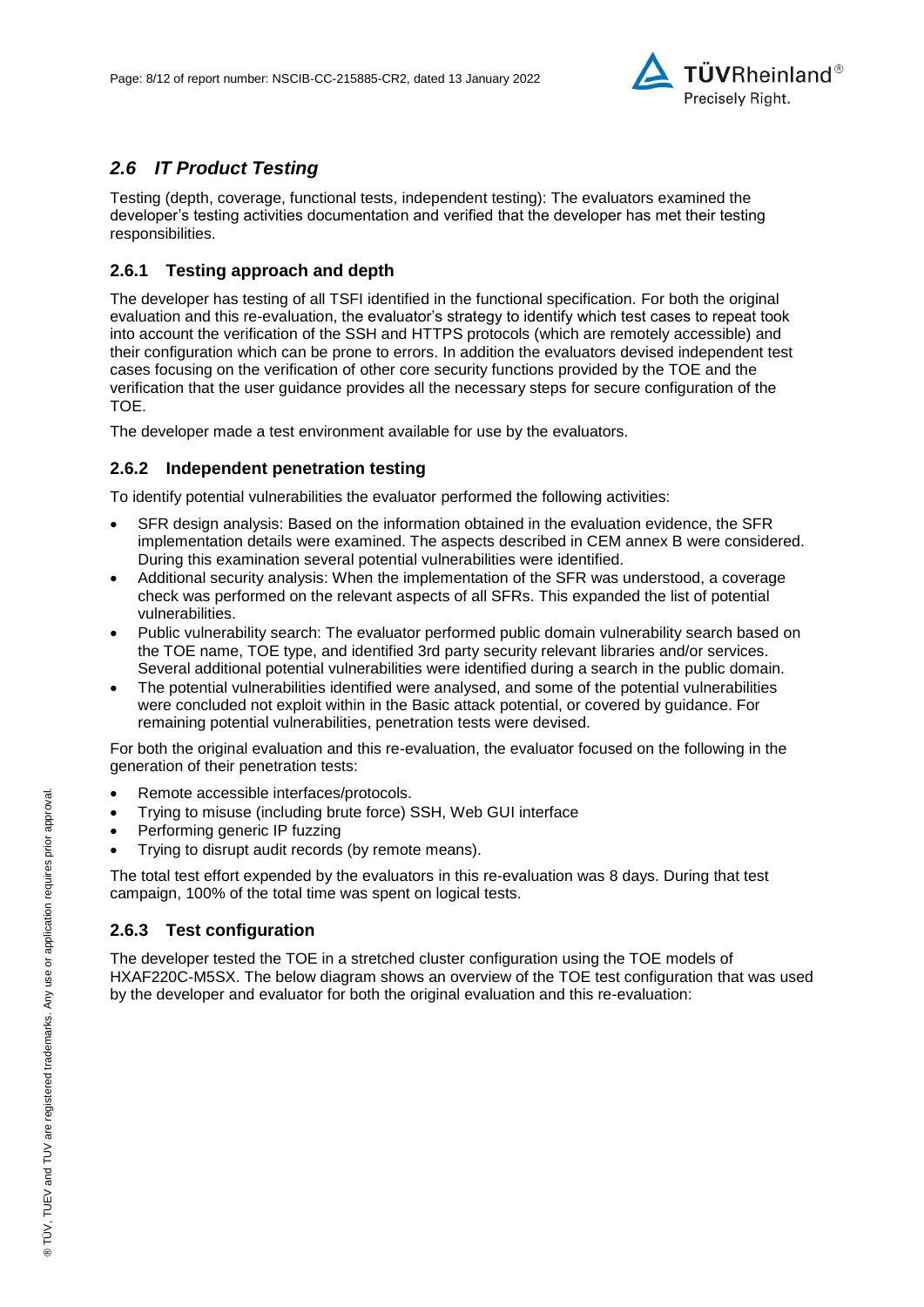## *2.6 IT Product Testing*

Testing (depth, coverage, functional tests, independent testing): The evaluators examined the developer's testing activities documentation and verified that the developer has met their testing responsibilities.

### 2.6.1 Testing approach and depth

The developer has testing of all TSFI identified in the functional specification. For both the original evaluation and this re-evaluation, the evaluator's strategy to identify which test cases to repeat took into account the verification of the SSH and HTTPS protocols (which are remotely accessible) and their configuration which can be prone to errors. In addition the evaluators devised independent test cases focusing on the verification of other core security functions provided by the TOE and the verification that the user guidance provides all the necessary steps for secure configuration of the TOE.

The developer made a test environment available for use by the evaluators.

### 2.6.2 Independent penetration testing

To identify potential vulnerabilities the evaluator performed the following activities:

- SFR design analysis: Based on the information obtained in the evaluation evidence, the SFR implementation details were examined. The aspects described in CEM annex B were considered. During this examination several potential vulnerabilities were identified.
- Additional security analysis: When the implementation of the SFR was understood, a coverage check was performed on the relevant aspects of all SFRs. This expanded the list of potential vulnerabilities.
- Public vulnerability search: The evaluator performed public domain vulnerability search based on the TOE name, TOE type, and identified 3rd party security relevant libraries and/or services. Several additional potential vulnerabilities were identified during a search in the public domain.
- The potential vulnerabilities identified were analysed, and some of the potential vulnerabilities were concluded not exploit within in the Basic attack potential, or covered by guidance. For remaining potential vulnerabilities, penetration tests were devised.

For both the original evaluation and this re-evaluation, the evaluator focused on the following in the generation of their penetration tests:

- Remote accessible interfaces/protocols.
- Trying to misuse (including brute force) SSH, Web GUI interface
- Performing generic IP fuzzing
- Trying to disrupt audit records (by remote means).

The total test effort expended by the evaluators in this re-evaluation was 8 days. During that test campaign, 100% of the total time was spent on logical tests.

### 2.6.3 Test configuration

The developer tested the TOE in a stretched cluster configuration using the TOE models of HXAF220C-M5SX. The below diagram shows an overview of the TOE test configuration that was used by the developer and evaluator for both the original evaluation and this re-evaluation: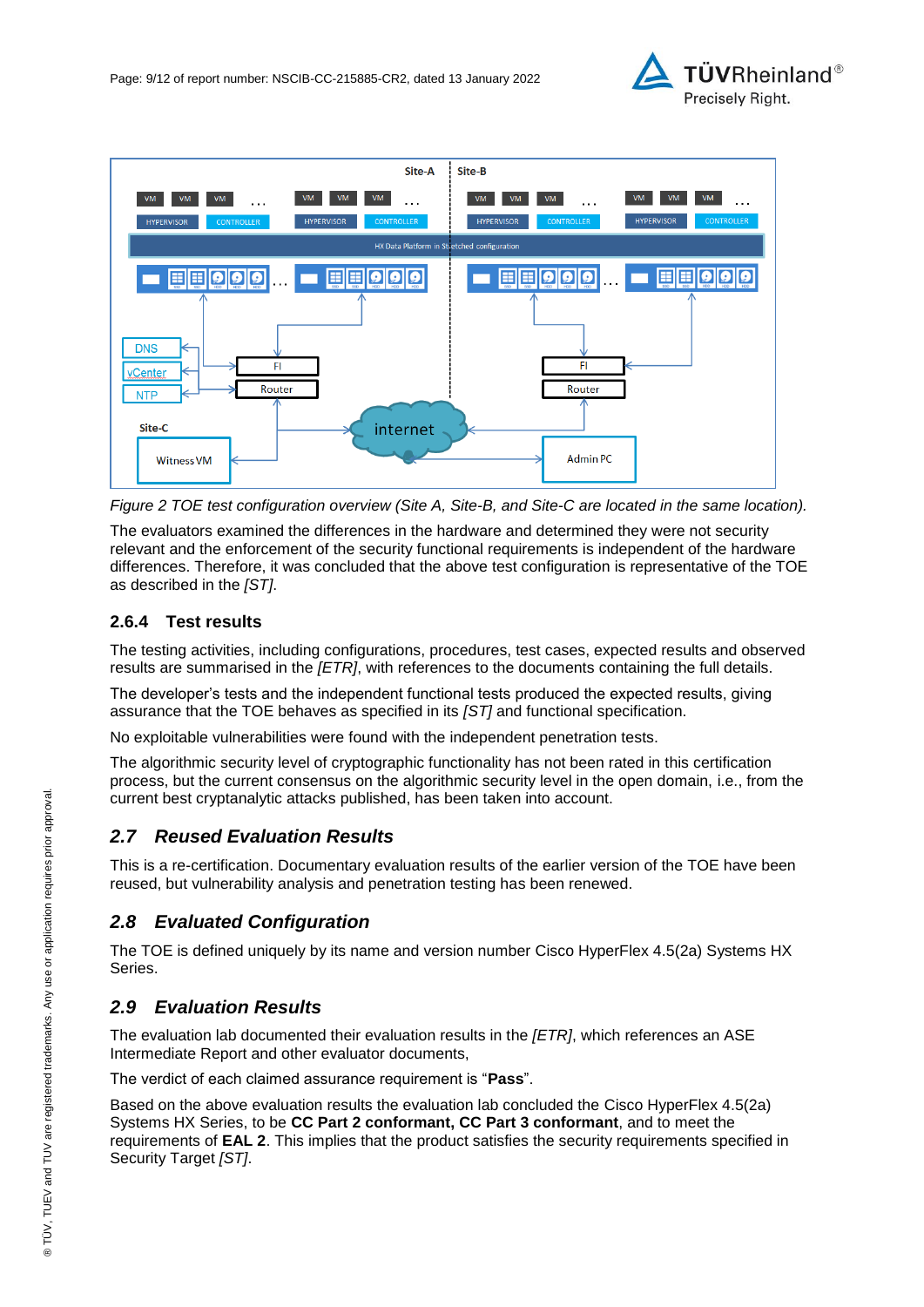Site-A | Site-B

VM VM VM ...
HYPERVISOR CONTROLLER

HX Data Platform in Stretched configuration

DNS
vCenter
NTP
FI
Router
FI
Router
internet
Site-C
Witness VM
Admin PC

*Figure 2 TOE test configuration overview (Site A, Site-B, and Site-C are located in the same location).*

The evaluators examined the differences in the hardware and determined they were not security relevant and the enforcement of the security functional requirements is independent of the hardware differences. Therefore, it was concluded that the above test configuration is representative of the TOE as described in the *[ST]*.

### 2.6.4 Test results

The testing activities, including configurations, procedures, test cases, expected results and observed results are summarised in the *[ETR]*, with references to the documents containing the full details.

The developer's tests and the independent functional tests produced the expected results, giving assurance that the TOE behaves as specified in its *[ST]* and functional specification.

No exploitable vulnerabilities were found with the independent penetration tests.

The algorithmic security level of cryptographic functionality has not been rated in this certification process, but the current consensus on the algorithmic security level in the open domain, i.e., from the current best cryptanalytic attacks published, has been taken into account.

## *2.7 Reused Evaluation Results*

This is a re-certification. Documentary evaluation results of the earlier version of the TOE have been reused, but vulnerability analysis and penetration testing has been renewed.

## *2.8 Evaluated Configuration*

The TOE is defined uniquely by its name and version number Cisco HyperFlex 4.5(2a) Systems HX Series.

## *2.9 Evaluation Results*

The evaluation lab documented their evaluation results in the *[ETR]*, which references an ASE Intermediate Report and other evaluator documents,

The verdict of each claimed assurance requirement is "**Pass**".

Based on the above evaluation results the evaluation lab concluded the Cisco HyperFlex 4.5(2a) Systems HX Series, to be **CC Part 2 conformant, CC Part 3 conformant**, and to meet the requirements of **EAL 2**. This implies that the product satisfies the security requirements specified in Security Target *[ST]*.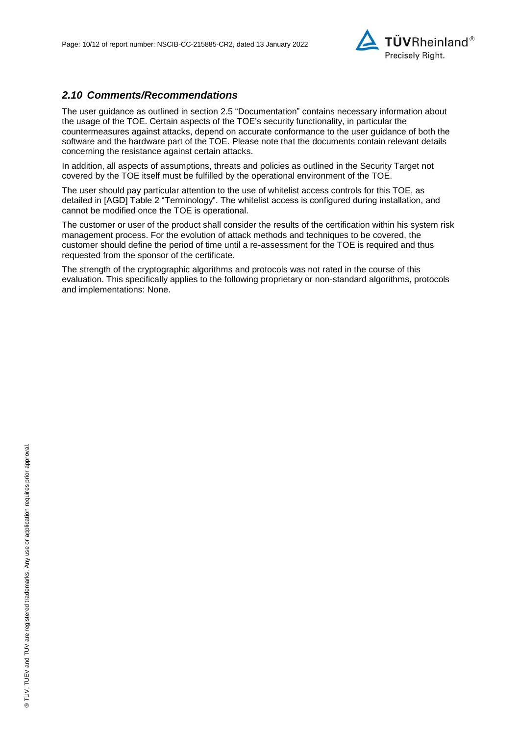## *2.10 Comments/Recommendations*

The user guidance as outlined in section 2.5 "Documentation" contains necessary information about the usage of the TOE. Certain aspects of the TOE's security functionality, in particular the countermeasures against attacks, depend on accurate conformance to the user guidance of both the software and the hardware part of the TOE. Please note that the documents contain relevant details concerning the resistance against certain attacks.

In addition, all aspects of assumptions, threats and policies as outlined in the Security Target not covered by the TOE itself must be fulfilled by the operational environment of the TOE.

The user should pay particular attention to the use of whitelist access controls for this TOE, as detailed in [AGD] Table 2 "Terminology". The whitelist access is configured during installation, and cannot be modified once the TOE is operational.

The customer or user of the product shall consider the results of the certification within his system risk management process. For the evolution of attack methods and techniques to be covered, the customer should define the period of time until a re-assessment for the TOE is required and thus requested from the sponsor of the certificate.

The strength of the cryptographic algorithms and protocols was not rated in the course of this evaluation. This specifically applies to the following proprietary or non-standard algorithms, protocols and implementations: None.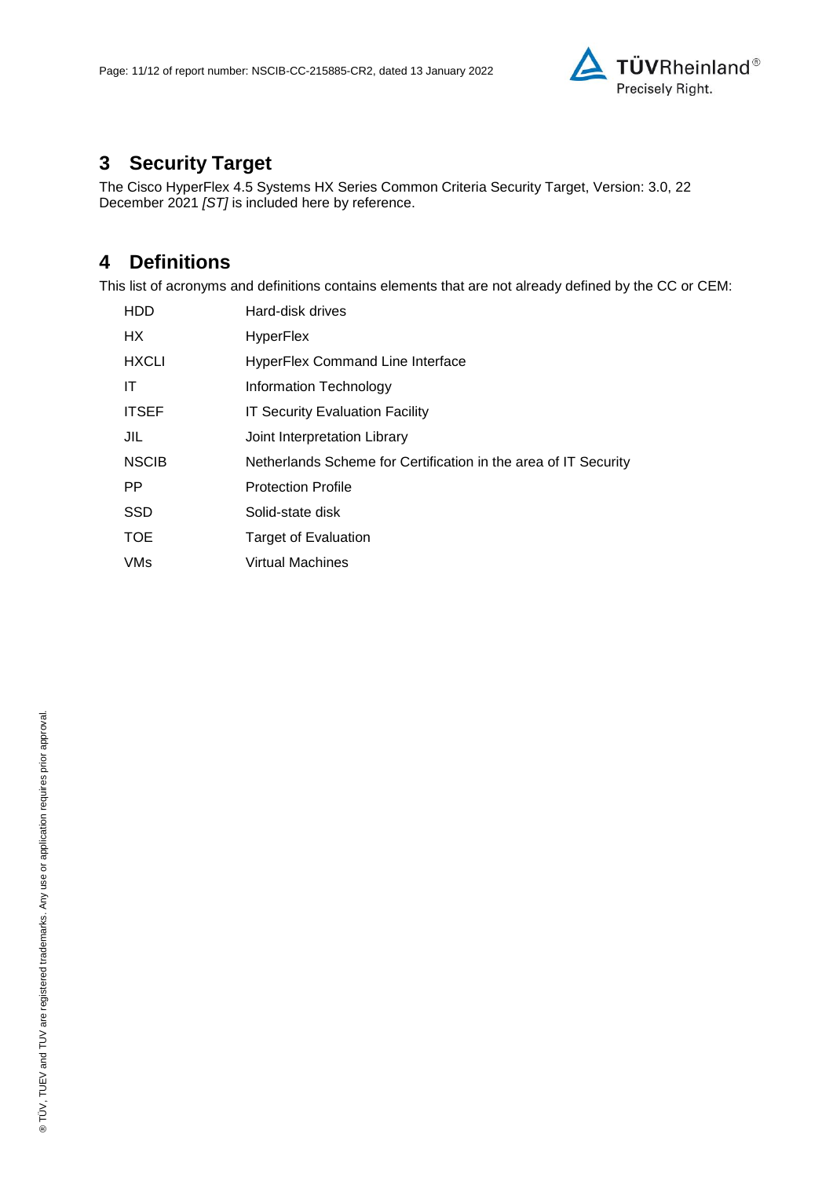## 3 Security Target

The Cisco HyperFlex 4.5 Systems HX Series Common Criteria Security Target, Version: 3.0, 22 December 2021 *[ST]* is included here by reference.

## 4 Definitions

This list of acronyms and definitions contains elements that are not already defined by the CC or CEM:

| | |
|---|---|
| HDD | Hard-disk drives |
| HX | HyperFlex |
| HXCLI | HyperFlex Command Line Interface |
| IT | Information Technology |
| ITSEF | IT Security Evaluation Facility |
| JIL | Joint Interpretation Library |
| NSCIB | Netherlands Scheme for Certification in the area of IT Security |
| PP | Protection Profile |
| SSD | Solid-state disk |
| TOE | Target of Evaluation |
| VMs | Virtual Machines |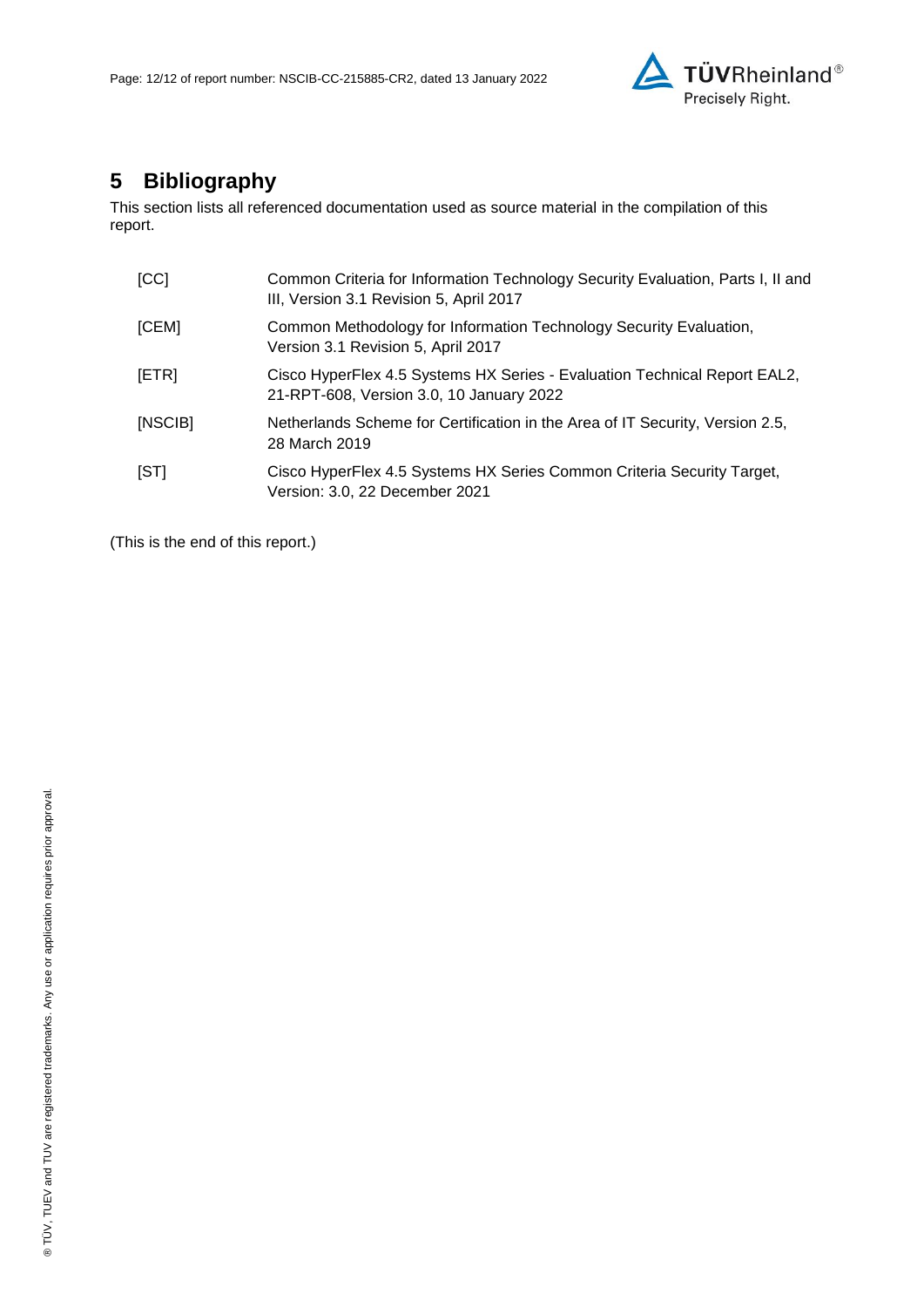## 5 Bibliography

This section lists all referenced documentation used as source material in the compilation of this report.

| | |
|---|---|
| [CC] | Common Criteria for Information Technology Security Evaluation, Parts I, II and III, Version 3.1 Revision 5, April 2017 |
| [CEM] | Common Methodology for Information Technology Security Evaluation, Version 3.1 Revision 5, April 2017 |
| [ETR] | Cisco HyperFlex 4.5 Systems HX Series - Evaluation Technical Report EAL2, 21-RPT-608, Version 3.0, 10 January 2022 |
| [NSCIB] | Netherlands Scheme for Certification in the Area of IT Security, Version 2.5, 28 March 2019 |
| [ST] | Cisco HyperFlex 4.5 Systems HX Series Common Criteria Security Target, Version: 3.0, 22 December 2021 |

(This is the end of this report.)